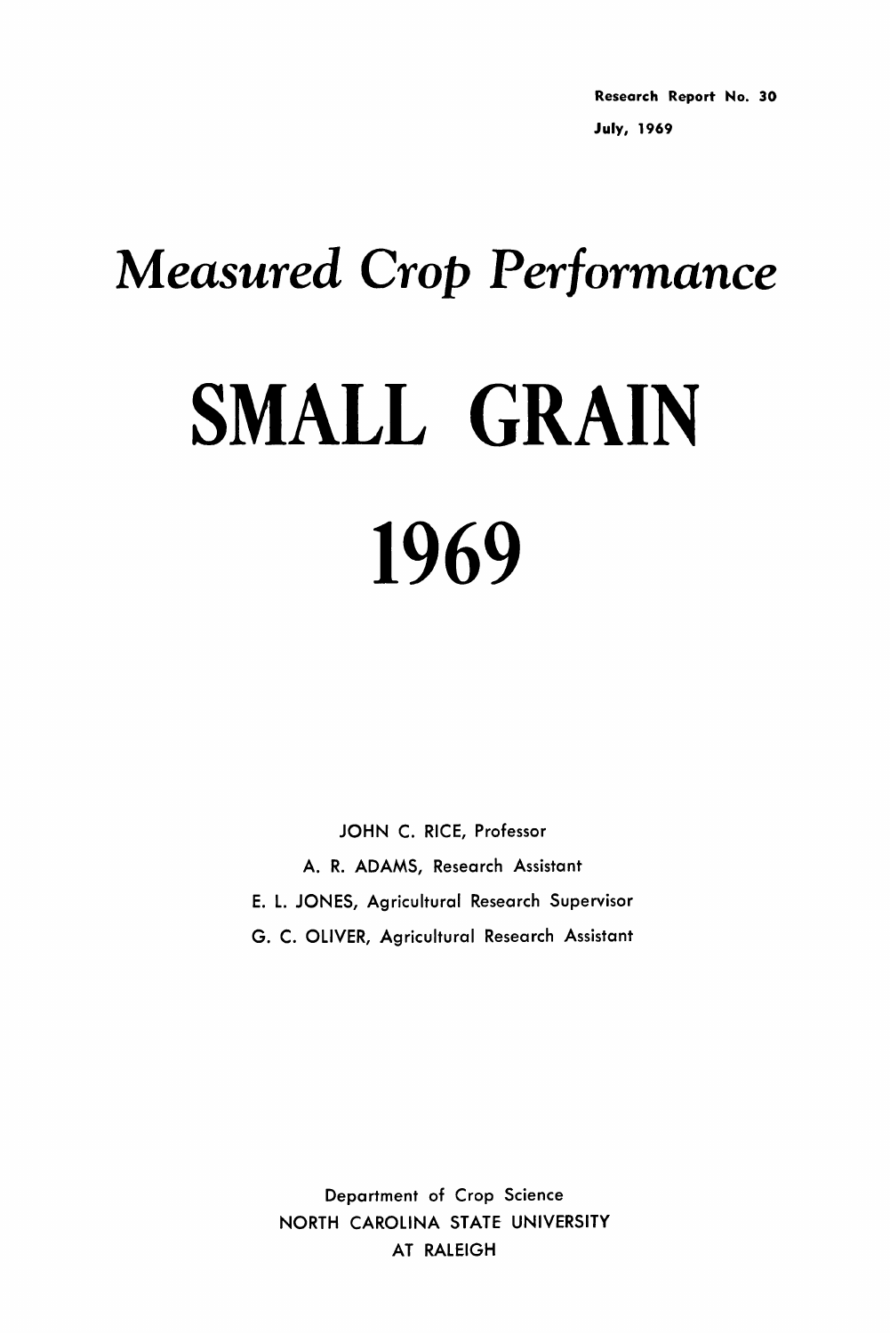Research Report No. 30

July, 1969

# *Measured Crop Performance*

# SMALL GRAIN

# 1969

JOHN C. RICE, Professor

A. R. ADAMS, Research Assistant

E. L. JONES, Agricultural Research Supervisor

G. C. OLIVER, Agricultural Research Assistant

Department of Crop Science

NORTH CAROLINA STATE UNIVERSITY

AT RALEIGH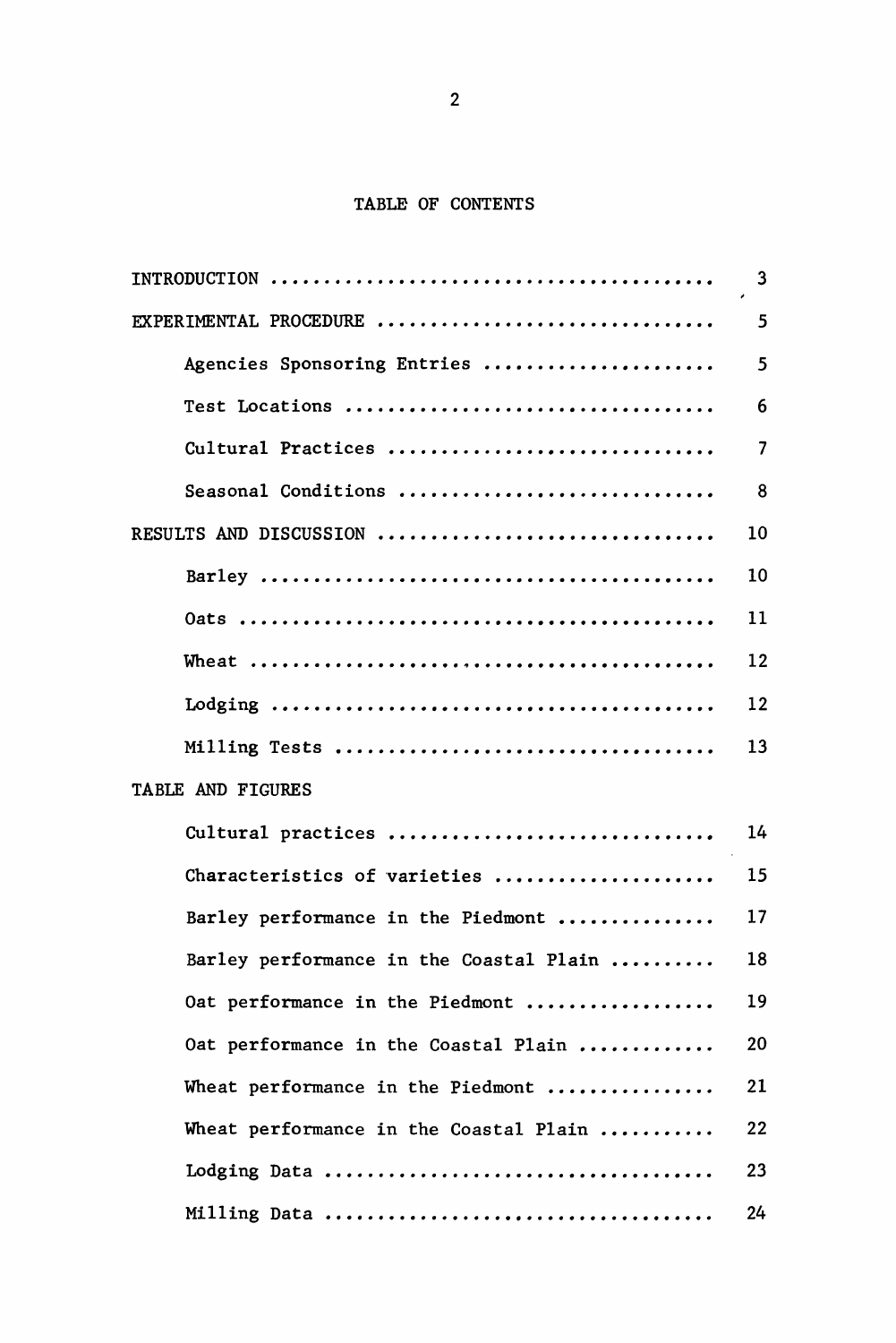# TABLE OF CONTENTS

| | |
|---|---|
| INTRODUCTION | 3 |
| EXPERIMENTAL PROCEDURE | 5 |
| Agencies Sponsoring Entries | 5 |
| Test Locations | 6 |
| Cultural Practices | 7 |
| Seasonal Conditions | 8 |
| RESULTS AND DISCUSSION | 10 |
| Barley | 10 |
| Oats | 11 |
| Wheat | 12 |
| Lodging | 12 |
| Milling Tests | 13 |
| TABLE AND FIGURES | |
| Cultural practices | 14 |
| Characteristics of varieties | 15 |
| Barley performance in the Piedmont | 17 |
| Barley performance in the Coastal Plain | 18 |
| Oat performance in the Piedmont | 19 |
| Oat performance in the Coastal Plain | 20 |
| Wheat performance in the Piedmont | 21 |
| Wheat performance in the Coastal Plain | 22 |
| Lodging Data | 23 |
| Milling Data | 24 |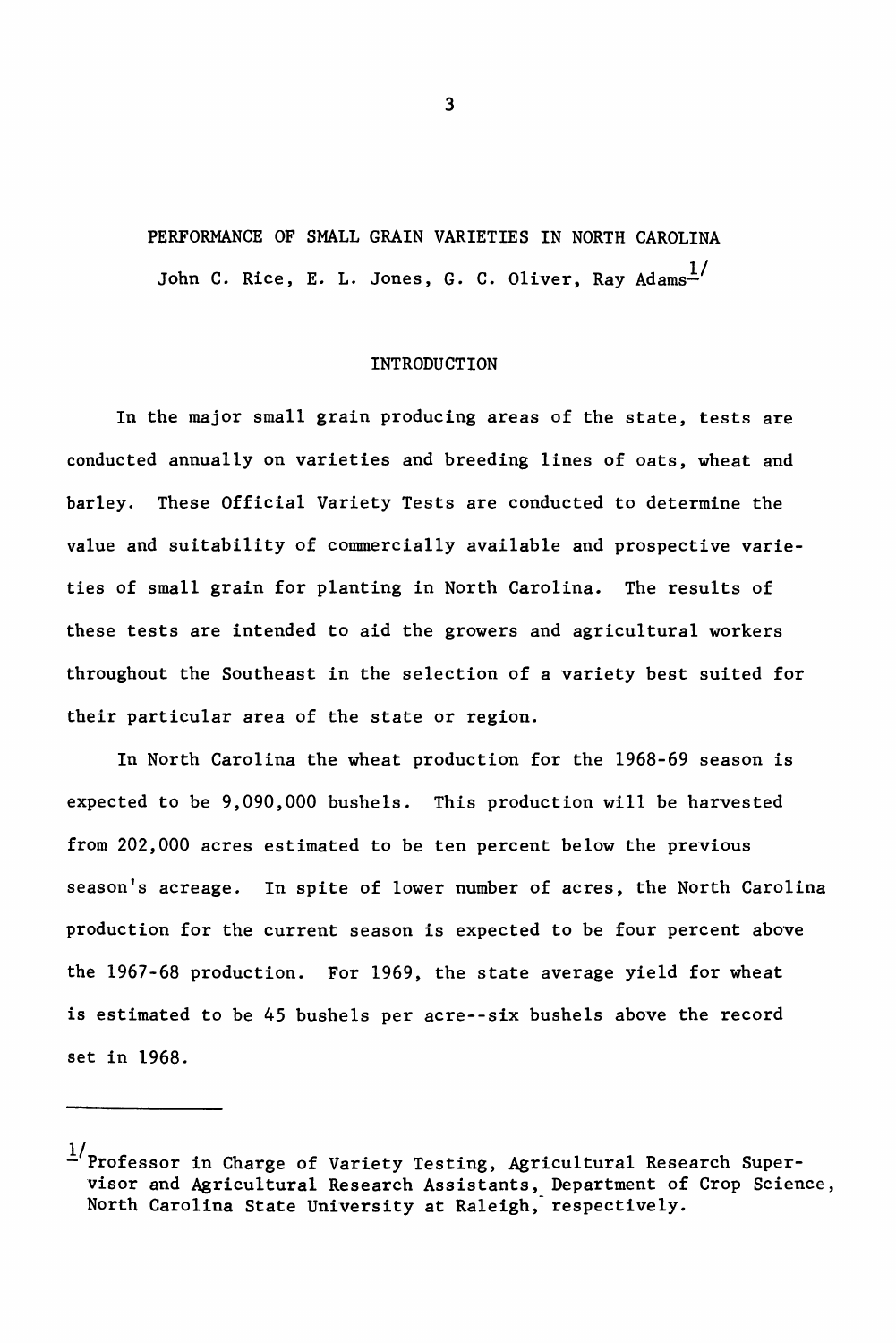# PERFORMANCE OF SMALL GRAIN VARIETIES IN NORTH CAROLINA

John C. Rice, E. L. Jones, G. C. Oliver, Ray Adams[1/]

## INTRODUCTION

In the major small grain producing areas of the state, tests are conducted annually on varieties and breeding lines of oats, wheat and barley. These Official Variety Tests are conducted to determine the value and suitability of commercially available and prospective varieties of small grain for planting in North Carolina. The results of these tests are intended to aid the growers and agricultural workers throughout the Southeast in the selection of a variety best suited for their particular area of the state or region.

In North Carolina the wheat production for the 1968-69 season is expected to be 9,090,000 bushels. This production will be harvested from 202,000 acres estimated to be ten percent below the previous season's acreage. In spite of lower number of acres, the North Carolina production for the current season is expected to be four percent above the 1967-68 production. For 1969, the state average yield for wheat is estimated to be 45 bushels per acre--six bushels above the record set in 1968.

---

[1/] Professor in Charge of Variety Testing, Agricultural Research Supervisor and Agricultural Research Assistants, Department of Crop Science, North Carolina State University at Raleigh, respectively.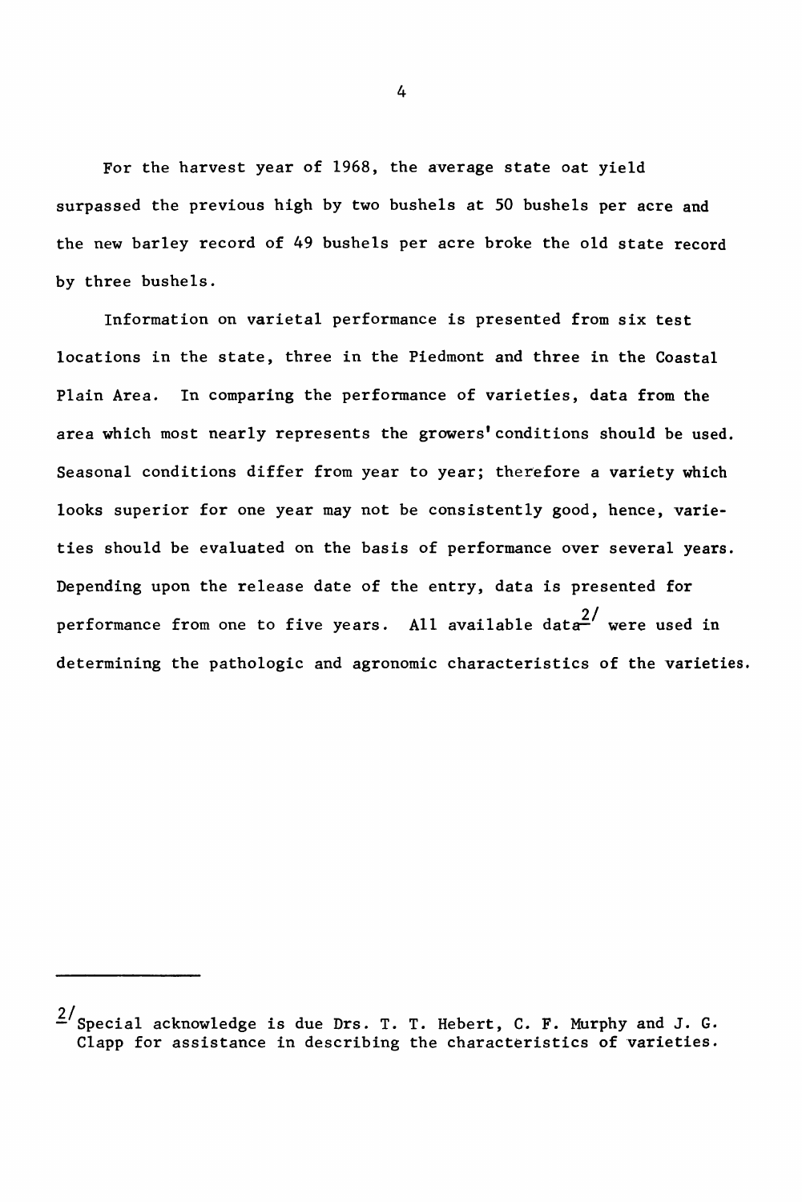For the harvest year of 1968, the average state oat yield surpassed the previous high by two bushels at 50 bushels per acre and the new barley record of 49 bushels per acre broke the old state record by three bushels.

Information on varietal performance is presented from six test locations in the state, three in the Piedmont and three in the Coastal Plain Area. In comparing the performance of varieties, data from the area which most nearly represents the growers' conditions should be used. Seasonal conditions differ from year to year; therefore a variety which looks superior for one year may not be consistently good, hence, varieties should be evaluated on the basis of performance over several years. Depending upon the release date of the entry, data is presented for performance from one to five years. All available data[2/] were used in determining the pathologic and agronomic characteristics of the varieties.

---

[2/] Special acknowledge is due Drs. T. T. Hebert, C. F. Murphy and J. G. Clapp for assistance in describing the characteristics of varieties.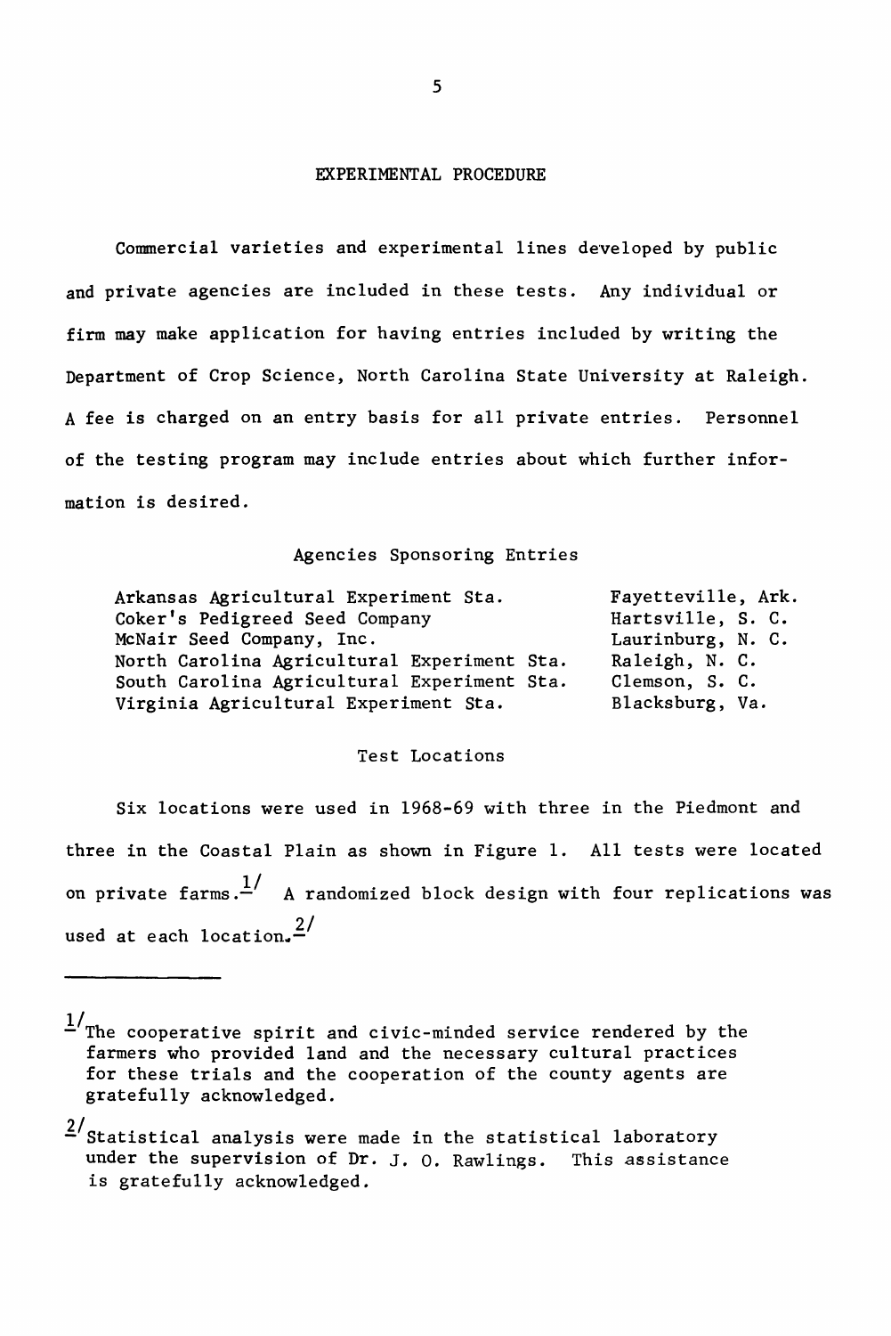## EXPERIMENTAL PROCEDURE

Commercial varieties and experimental lines developed by public and private agencies are included in these tests. Any individual or firm may make application for having entries included by writing the Department of Crop Science, North Carolina State University at Raleigh. A fee is charged on an entry basis for all private entries. Personnel of the testing program may include entries about which further information is desired.

### Agencies Sponsoring Entries

| | |
|---|---|
| Arkansas Agricultural Experiment Sta. | Fayetteville, Ark. |
| Coker's Pedigreed Seed Company | Hartsville, S. C. |
| McNair Seed Company, Inc. | Laurinburg, N. C. |
| North Carolina Agricultural Experiment Sta. | Raleigh, N. C. |
| South Carolina Agricultural Experiment Sta. | Clemson, S. C. |
| Virginia Agricultural Experiment Sta. | Blacksburg, Va. |

### Test Locations

Six locations were used in 1968-69 with three in the Piedmont and three in the Coastal Plain as shown in Figure 1. All tests were located on private farms.[1/] A randomized block design with four replications was used at each location.[2/]

---

[1/] The cooperative spirit and civic-minded service rendered by the farmers who provided land and the necessary cultural practices for these trials and the cooperation of the county agents are gratefully acknowledged.

[2/] Statistical analysis were made in the statistical laboratory under the supervision of Dr. J. O. Rawlings. This assistance is gratefully acknowledged.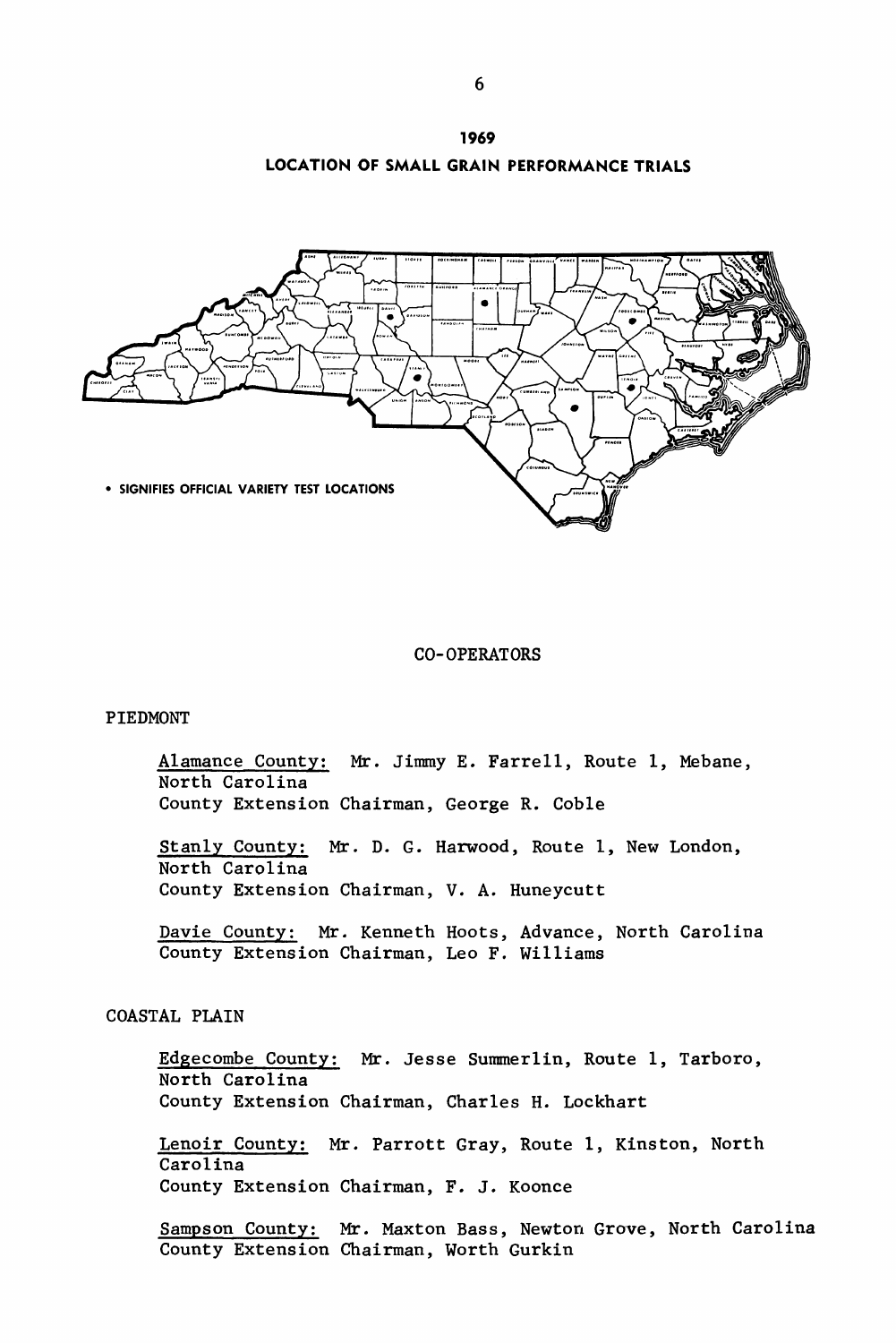# 1969

## LOCATION OF SMALL GRAIN PERFORMANCE TRIALS

• SIGNIFIES OFFICIAL VARIETY TEST LOCATIONS

## CO-OPERATORS

### PIEDMONT

Alamance County: Mr. Jimmy E. Farrell, Route 1, Mebane, North Carolina
County Extension Chairman, George R. Coble

Stanly County: Mr. D. G. Harwood, Route 1, New London, North Carolina
County Extension Chairman, V. A. Huneycutt

Davie County: Mr. Kenneth Hoots, Advance, North Carolina
County Extension Chairman, Leo F. Williams

### COASTAL PLAIN

Edgecombe County: Mr. Jesse Summerlin, Route 1, Tarboro, North Carolina
County Extension Chairman, Charles H. Lockhart

Lenoir County: Mr. Parrott Gray, Route 1, Kinston, North Carolina
County Extension Chairman, F. J. Koonce

Sampson County: Mr. Maxton Bass, Newton Grove, North Carolina
County Extension Chairman, Worth Gurkin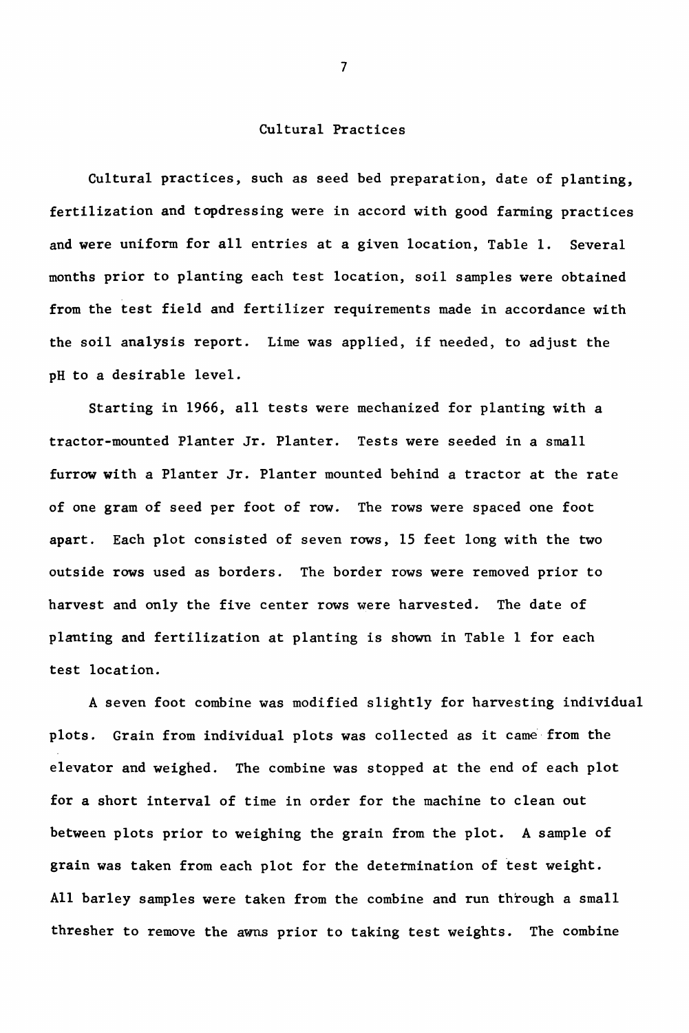## Cultural Practices

Cultural practices, such as seed bed preparation, date of planting, fertilization and topdressing were in accord with good farming practices and were uniform for all entries at a given location, Table 1. Several months prior to planting each test location, soil samples were obtained from the test field and fertilizer requirements made in accordance with the soil analysis report. Lime was applied, if needed, to adjust the pH to a desirable level.

Starting in 1966, all tests were mechanized for planting with a tractor-mounted Planter Jr. Planter. Tests were seeded in a small furrow with a Planter Jr. Planter mounted behind a tractor at the rate of one gram of seed per foot of row. The rows were spaced one foot apart. Each plot consisted of seven rows, 15 feet long with the two outside rows used as borders. The border rows were removed prior to harvest and only the five center rows were harvested. The date of planting and fertilization at planting is shown in Table 1 for each test location.

A seven foot combine was modified slightly for harvesting individual plots. Grain from individual plots was collected as it came from the elevator and weighed. The combine was stopped at the end of each plot for a short interval of time in order for the machine to clean out between plots prior to weighing the grain from the plot. A sample of grain was taken from each plot for the determination of test weight. All barley samples were taken from the combine and run through a small thresher to remove the awns prior to taking test weights. The combine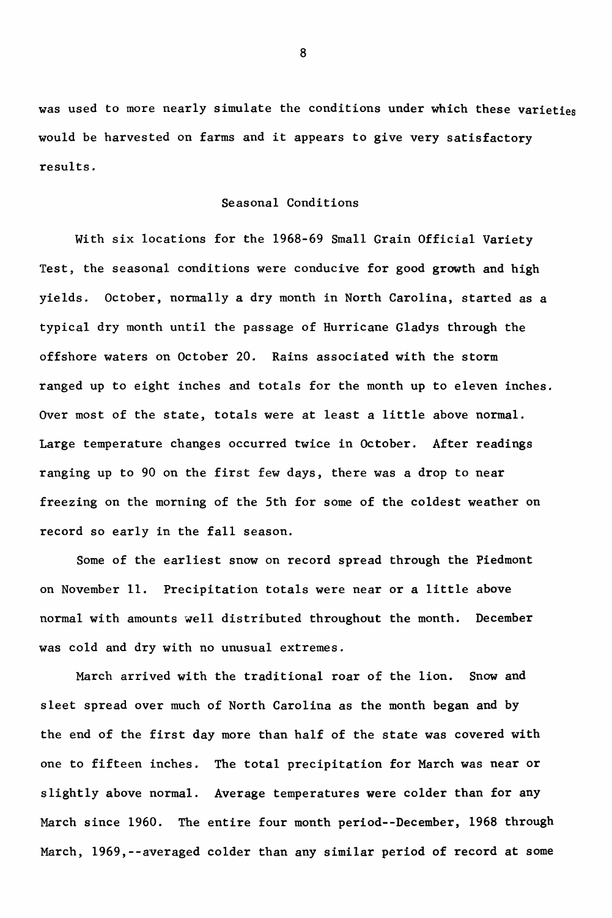was used to more nearly simulate the conditions under which these varieties would be harvested on farms and it appears to give very satisfactory results.

## Seasonal Conditions

With six locations for the 1968-69 Small Grain Official Variety Test, the seasonal conditions were conducive for good growth and high yields. October, normally a dry month in North Carolina, started as a typical dry month until the passage of Hurricane Gladys through the offshore waters on October 20. Rains associated with the storm ranged up to eight inches and totals for the month up to eleven inches. Over most of the state, totals were at least a little above normal. Large temperature changes occurred twice in October. After readings ranging up to 90 on the first few days, there was a drop to near freezing on the morning of the 5th for some of the coldest weather on record so early in the fall season.

Some of the earliest snow on record spread through the Piedmont on November 11. Precipitation totals were near or a little above normal with amounts well distributed throughout the month. December was cold and dry with no unusual extremes.

March arrived with the traditional roar of the lion. Snow and sleet spread over much of North Carolina as the month began and by the end of the first day more than half of the state was covered with one to fifteen inches. The total precipitation for March was near or slightly above normal. Average temperatures were colder than for any March since 1960. The entire four month period--December, 1968 through March, 1969,--averaged colder than any similar period of record at some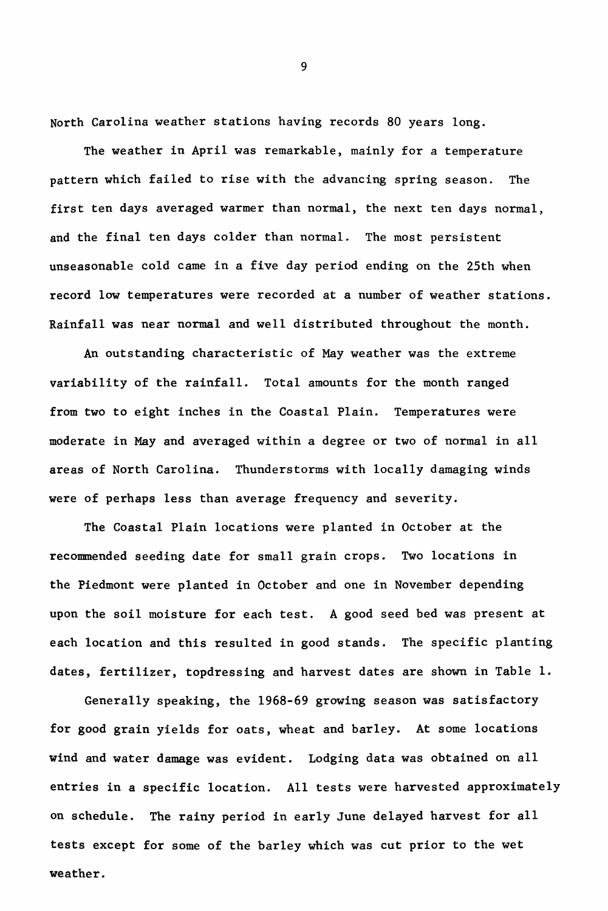North Carolina weather stations having records 80 years long.

The weather in April was remarkable, mainly for a temperature pattern which failed to rise with the advancing spring season. The first ten days averaged warmer than normal, the next ten days normal, and the final ten days colder than normal. The most persistent unseasonable cold came in a five day period ending on the 25th when record low temperatures were recorded at a number of weather stations. Rainfall was near normal and well distributed throughout the month.

An outstanding characteristic of May weather was the extreme variability of the rainfall. Total amounts for the month ranged from two to eight inches in the Coastal Plain. Temperatures were moderate in May and averaged within a degree or two of normal in all areas of North Carolina. Thunderstorms with locally damaging winds were of perhaps less than average frequency and severity.

The Coastal Plain locations were planted in October at the recommended seeding date for small grain crops. Two locations in the Piedmont were planted in October and one in November depending upon the soil moisture for each test. A good seed bed was present at each location and this resulted in good stands. The specific planting dates, fertilizer, topdressing and harvest dates are shown in Table 1.

Generally speaking, the 1968-69 growing season was satisfactory for good grain yields for oats, wheat and barley. At some locations wind and water damage was evident. Lodging data was obtained on all entries in a specific location. All tests were harvested approximately on schedule. The rainy period in early June delayed harvest for all tests except for some of the barley which was cut prior to the wet weather.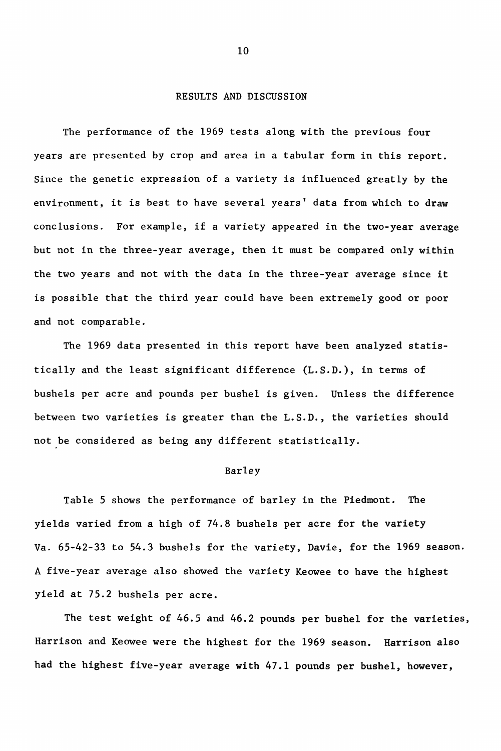## RESULTS AND DISCUSSION

The performance of the 1969 tests along with the previous four years are presented by crop and area in a tabular form in this report. Since the genetic expression of a variety is influenced greatly by the environment, it is best to have several years' data from which to draw conclusions. For example, if a variety appeared in the two-year average but not in the three-year average, then it must be compared only within the two years and not with the data in the three-year average since it is possible that the third year could have been extremely good or poor and not comparable.

The 1969 data presented in this report have been analyzed statistically and the least significant difference (L.S.D.), in terms of bushels per acre and pounds per bushel is given. Unless the difference between two varieties is greater than the L.S.D., the varieties should not be considered as being any different statistically.

### Barley

Table 5 shows the performance of barley in the Piedmont. The yields varied from a high of 74.8 bushels per acre for the variety Va. 65-42-33 to 54.3 bushels for the variety, Davie, for the 1969 season. A five-year average also showed the variety Keowee to have the highest yield at 75.2 bushels per acre.

The test weight of 46.5 and 46.2 pounds per bushel for the varieties, Harrison and Keowee were the highest for the 1969 season. Harrison also had the highest five-year average with 47.1 pounds per bushel, however,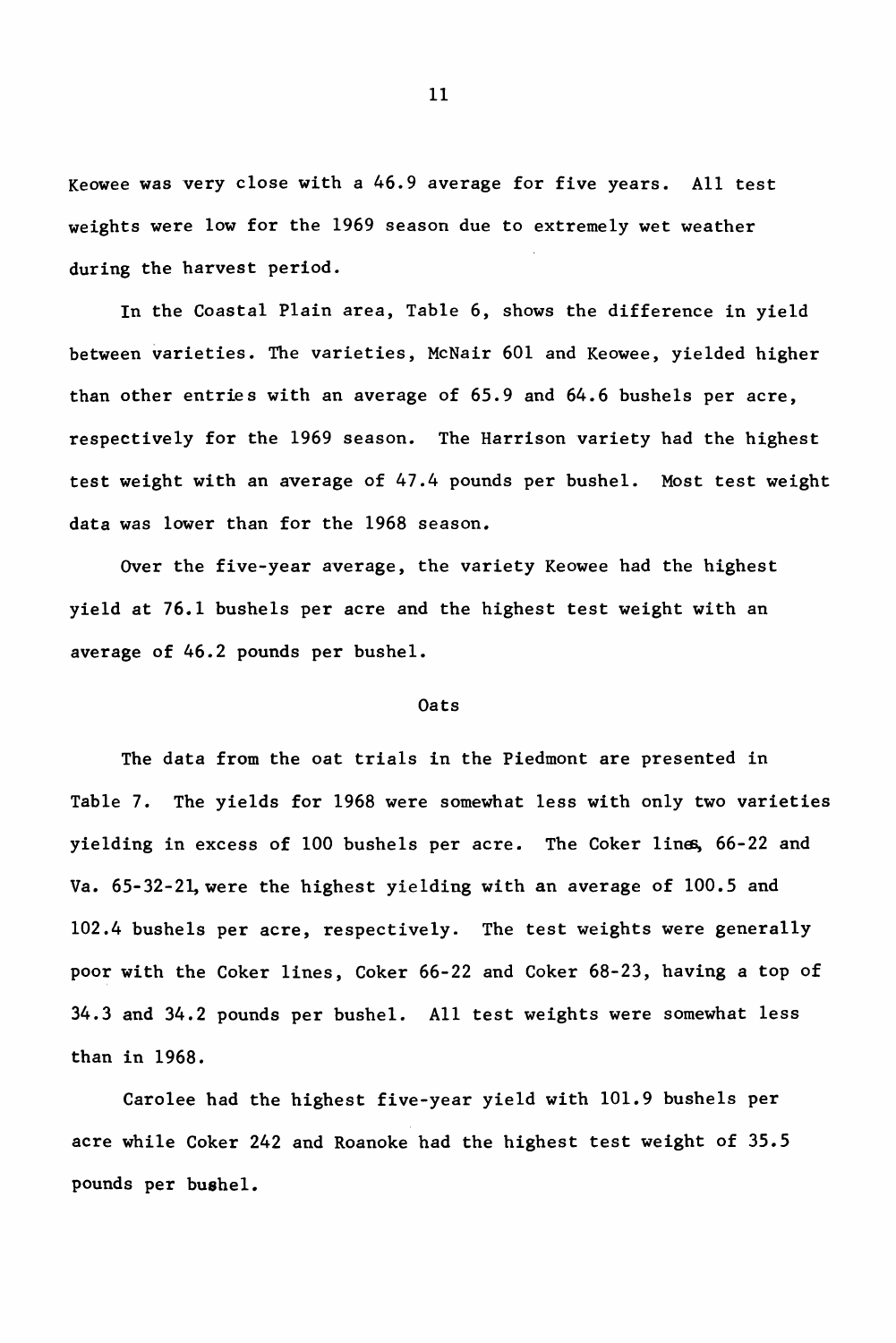Keowee was very close with a 46.9 average for five years. All test weights were low for the 1969 season due to extremely wet weather during the harvest period.

In the Coastal Plain area, Table 6, shows the difference in yield between varieties. The varieties, McNair 601 and Keowee, yielded higher than other entries with an average of 65.9 and 64.6 bushels per acre, respectively for the 1969 season. The Harrison variety had the highest test weight with an average of 47.4 pounds per bushel. Most test weight data was lower than for the 1968 season.

Over the five-year average, the variety Keowee had the highest yield at 76.1 bushels per acre and the highest test weight with an average of 46.2 pounds per bushel.

## Oats

The data from the oat trials in the Piedmont are presented in Table 7. The yields for 1968 were somewhat less with only two varieties yielding in excess of 100 bushels per acre. The Coker lines, 66-22 and Va. 65-32-21, were the highest yielding with an average of 100.5 and 102.4 bushels per acre, respectively. The test weights were generally poor with the Coker lines, Coker 66-22 and Coker 68-23, having a top of 34.3 and 34.2 pounds per bushel. All test weights were somewhat less than in 1968.

Carolee had the highest five-year yield with 101.9 bushels per acre while Coker 242 and Roanoke had the highest test weight of 35.5 pounds per bushel.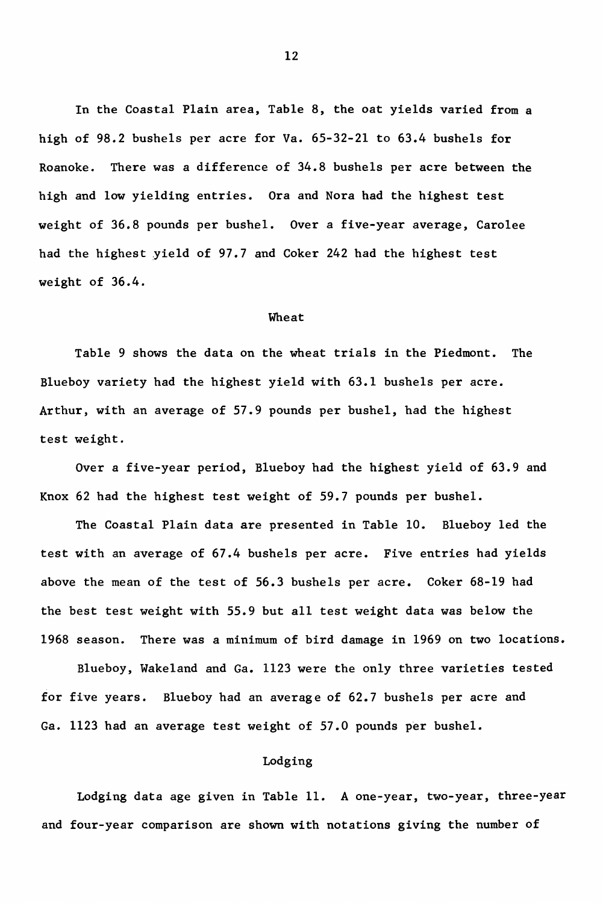In the Coastal Plain area, Table 8, the oat yields varied from a high of 98.2 bushels per acre for Va. 65-32-21 to 63.4 bushels for Roanoke. There was a difference of 34.8 bushels per acre between the high and low yielding entries. Ora and Nora had the highest test weight of 36.8 pounds per bushel. Over a five-year average, Carolee had the highest yield of 97.7 and Coker 242 had the highest test weight of 36.4.

## Wheat

Table 9 shows the data on the wheat trials in the Piedmont. The Blueboy variety had the highest yield with 63.1 bushels per acre. Arthur, with an average of 57.9 pounds per bushel, had the highest test weight.

Over a five-year period, Blueboy had the highest yield of 63.9 and Knox 62 had the highest test weight of 59.7 pounds per bushel.

The Coastal Plain data are presented in Table 10. Blueboy led the test with an average of 67.4 bushels per acre. Five entries had yields above the mean of the test of 56.3 bushels per acre. Coker 68-19 had the best test weight with 55.9 but all test weight data was below the 1968 season. There was a minimum of bird damage in 1969 on two locations.

Blueboy, Wakeland and Ga. 1123 were the only three varieties tested for five years. Blueboy had an average of 62.7 bushels per acre and Ga. 1123 had an average test weight of 57.0 pounds per bushel.

## Lodging

Lodging data age given in Table 11. A one-year, two-year, three-year and four-year comparison are shown with notations giving the number of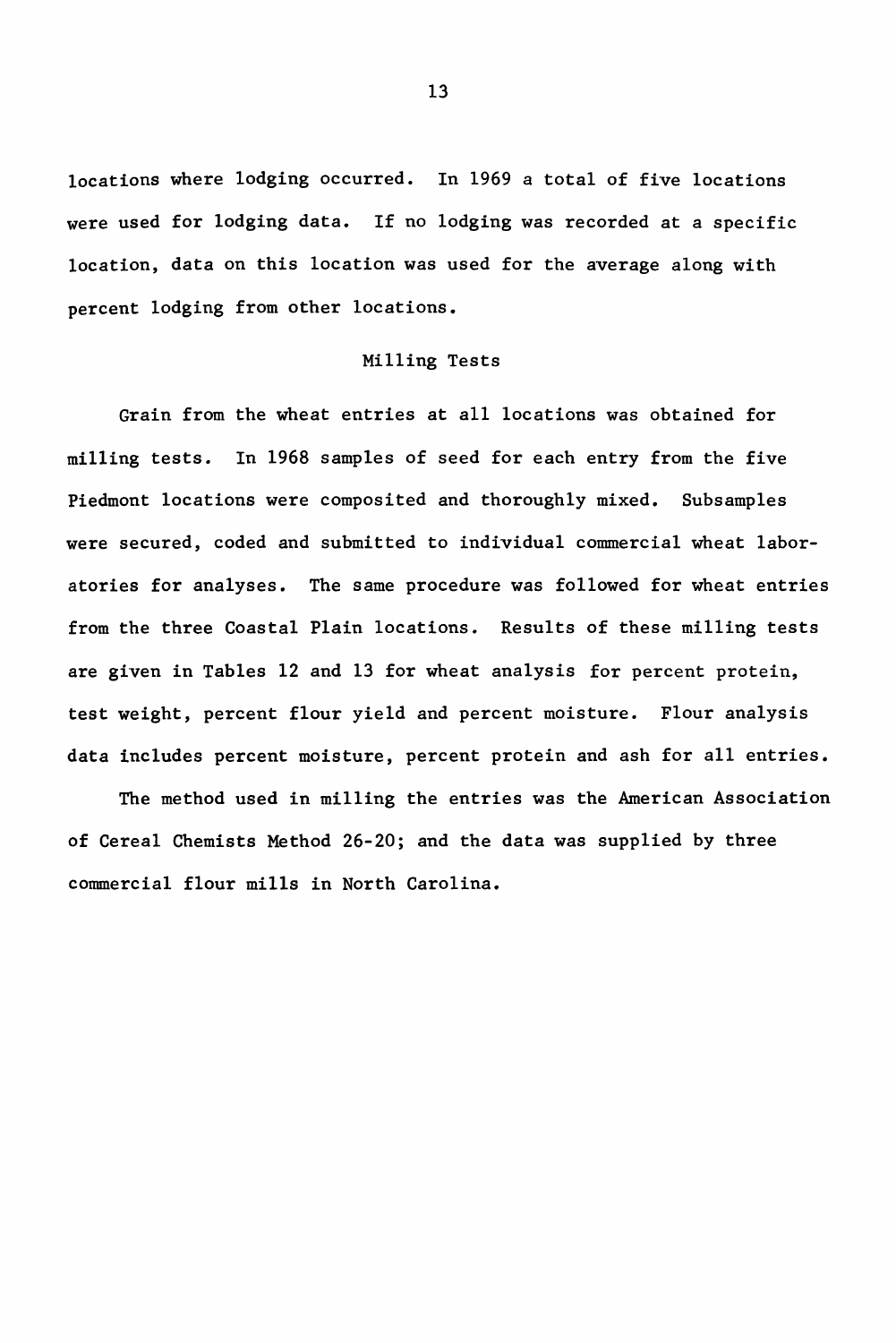locations where lodging occurred. In 1969 a total of five locations were used for lodging data. If no lodging was recorded at a specific location, data on this location was used for the average along with percent lodging from other locations.

## Milling Tests

Grain from the wheat entries at all locations was obtained for milling tests. In 1968 samples of seed for each entry from the five Piedmont locations were composited and thoroughly mixed. Subsamples were secured, coded and submitted to individual commercial wheat laboratories for analyses. The same procedure was followed for wheat entries from the three Coastal Plain locations. Results of these milling tests are given in Tables 12 and 13 for wheat analysis for percent protein, test weight, percent flour yield and percent moisture. Flour analysis data includes percent moisture, percent protein and ash for all entries.

The method used in milling the entries was the American Association of Cereal Chemists Method 26-20; and the data was supplied by three commercial flour mills in North Carolina.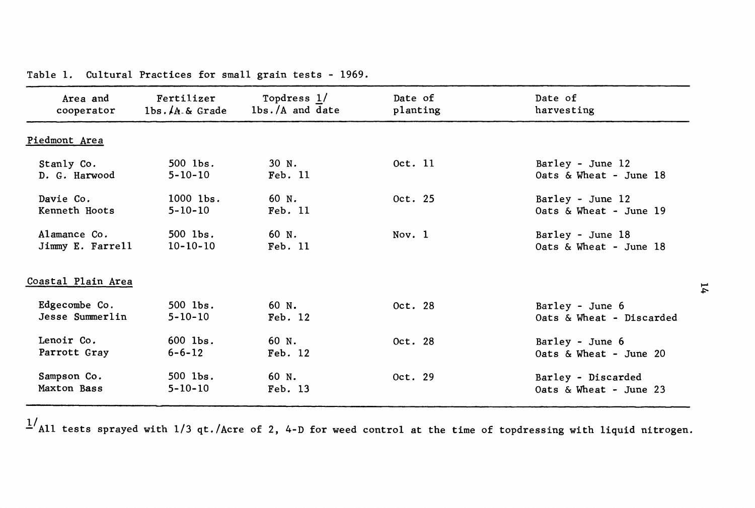Table 1. Cultural Practices for small grain tests - 1969.

| Area and cooperator | Fertilizer lbs./A & Grade | Topdress 1/ lbs./A and date | Date of planting | Date of harvesting |
|---|---|---|---|---|
| Piedmont Area | | | | |
| Stanly Co. D. G. Harwood | 500 lbs. 5-10-10 | 30 N. Feb. 11 | Oct. 11 | Barley - June 12 Oats & Wheat - June 18 |
| Davie Co. Kenneth Hoots | 1000 lbs. 5-10-10 | 60 N. Feb. 11 | Oct. 25 | Barley - June 12 Oats & Wheat - June 19 |
| Alamance Co. Jimmy E. Farrell | 500 lbs. 10-10-10 | 60 N. Feb. 11 | Nov. 1 | Barley - June 18 Oats & Wheat - June 18 |
| Coastal Plain Area | | | | |
| Edgecombe Co. Jesse Summerlin | 500 lbs. 5-10-10 | 60 N. Feb. 12 | Oct. 28 | Barley - June 6 Oats & Wheat - Discarded |
| Lenoir Co. Parrott Gray | 600 lbs. 6-6-12 | 60 N. Feb. 12 | Oct. 28 | Barley - June 6 Oats & Wheat - June 20 |
| Sampson Co. Maxton Bass | 500 lbs. 5-10-10 | 60 N. Feb. 13 | Oct. 29 | Barley - Discarded Oats & Wheat - June 23 |

1/ All tests sprayed with 1/3 qt./Acre of 2, 4-D for weed control at the time of topdressing with liquid nitrogen.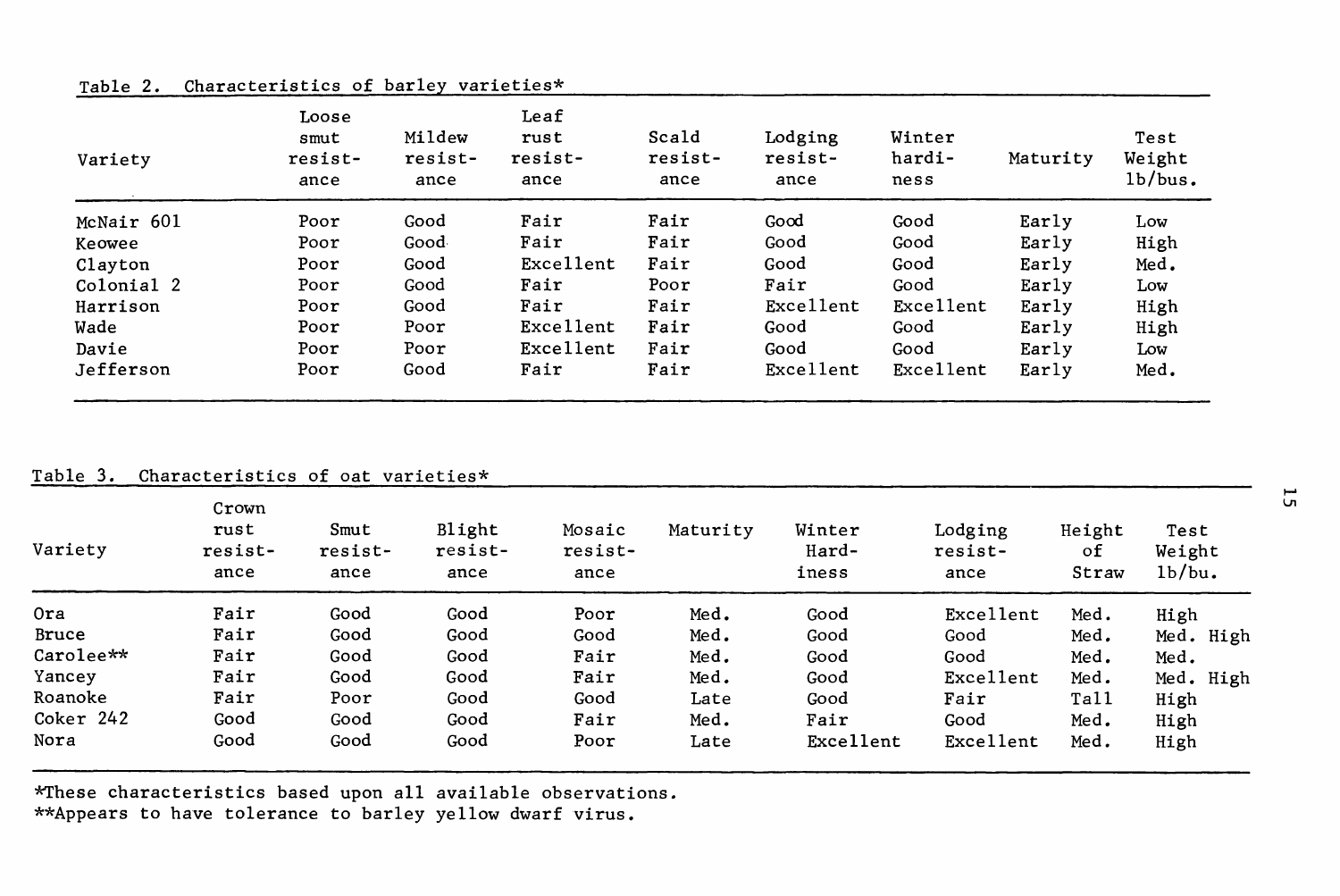Table 2. Characteristics of barley varieties*

| Variety | Loose smut resistance | Mildew resistance | Leaf rust resistance | Scald resistance | Lodging resistance | Winter hardiness | Maturity | Test Weight lb/bus. |
|---|---|---|---|---|---|---|---|---|
| McNair 601 | Poor | Good | Fair | Fair | Good | Good | Early | Low |
| Keowee | Poor | Good | Fair | Fair | Good | Good | Early | High |
| Clayton | Poor | Good | Excellent | Fair | Good | Good | Early | Med. |
| Colonial 2 | Poor | Good | Fair | Poor | Fair | Good | Early | Low |
| Harrison | Poor | Good | Fair | Fair | Excellent | Excellent | Early | High |
| Wade | Poor | Poor | Excellent | Fair | Good | Good | Early | High |
| Davie | Poor | Poor | Excellent | Fair | Good | Good | Early | Low |
| Jefferson | Poor | Good | Fair | Fair | Excellent | Excellent | Early | Med. |

Table 3. Characteristics of oat varieties*

| Variety | Crown rust resistance | Smut resistance | Blight resistance | Mosaic resistance | Maturity | Winter Hardiness | Lodging resistance | Height of Straw | Test Weight lb/bu. |
|---|---|---|---|---|---|---|---|---|---|
| Ora | Fair | Good | Good | Poor | Med. | Good | Excellent | Med. | High |
| Bruce | Fair | Good | Good | Good | Med. | Good | Good | Med. | Med. High |
| Carolee** | Fair | Good | Good | Fair | Med. | Good | Good | Med. | Med. |
| Yancey | Fair | Good | Good | Fair | Med. | Good | Excellent | Med. | Med. High |
| Roanoke | Fair | Poor | Good | Good | Late | Good | Fair | Tall | High |
| Coker 242 | Good | Good | Good | Fair | Med. | Fair | Good | Med. | High |
| Nora | Good | Good | Good | Poor | Late | Excellent | Excellent | Med. | High |

*These characteristics based upon all available observations.
**Appears to have tolerance to barley yellow dwarf virus.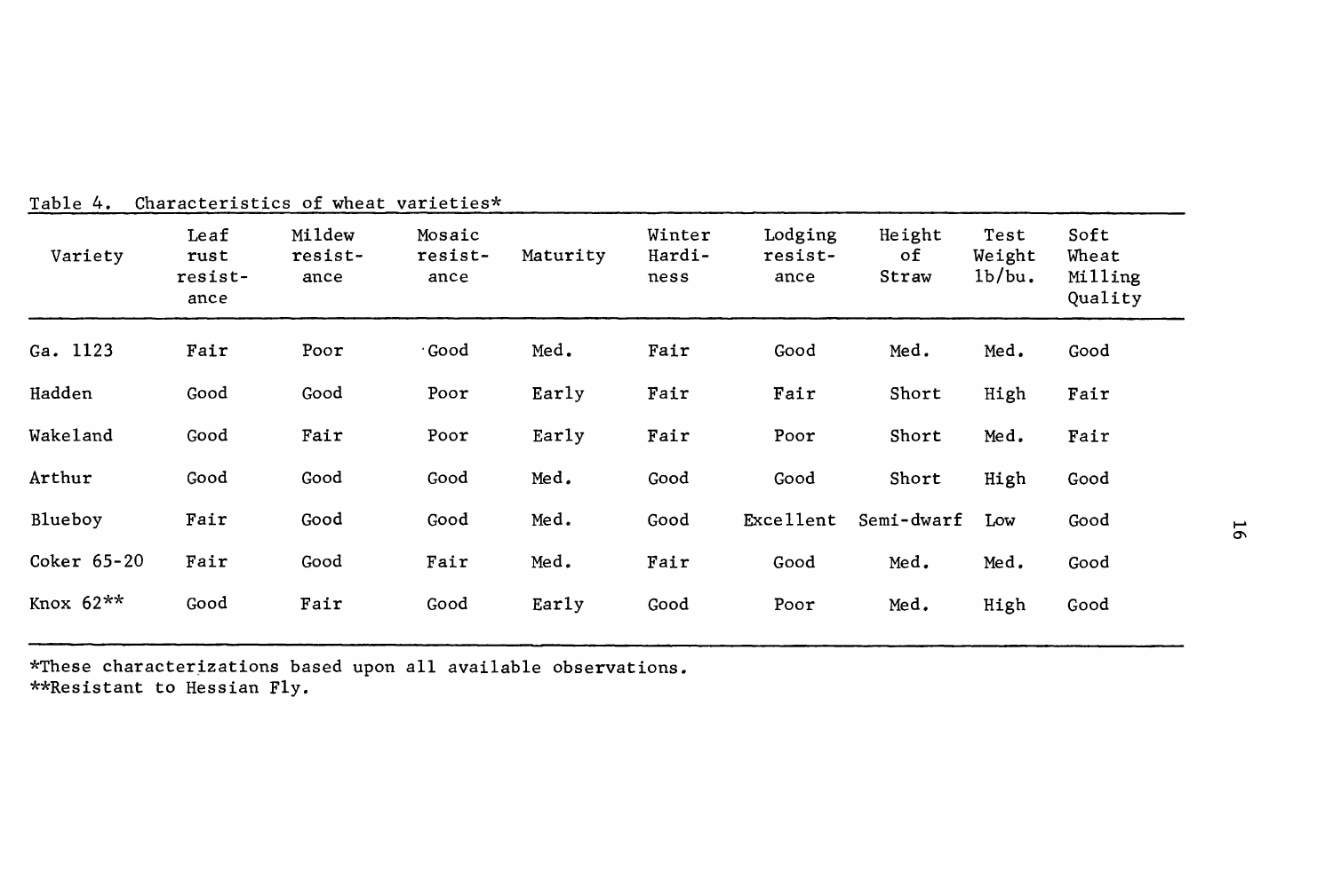Table 4. Characteristics of wheat varieties*

| Variety | Leaf rust resistance | Mildew resistance | Mosaic resistance | Maturity | Winter Hardiness | Lodging resistance | Height of Straw | Test Weight lb/bu. | Soft Wheat Milling Quality |
|---|---|---|---|---|---|---|---|---|---|
| Ga. 1123 | Fair | Poor | Good | Med. | Fair | Good | Med. | Med. | Good |
| Hadden | Good | Good | Poor | Early | Fair | Fair | Short | High | Fair |
| Wakeland | Good | Fair | Poor | Early | Fair | Poor | Short | Med. | Fair |
| Arthur | Good | Good | Good | Med. | Good | Good | Short | High | Good |
| Blueboy | Fair | Good | Good | Med. | Good | Excellent | Semi-dwarf | Low | Good |
| Coker 65-20 | Fair | Good | Fair | Med. | Fair | Good | Med. | Med. | Good |
| Knox 62** | Good | Fair | Good | Early | Good | Poor | Med. | High | Good |

*These characterizations based upon all available observations.
**Resistant to Hessian Fly.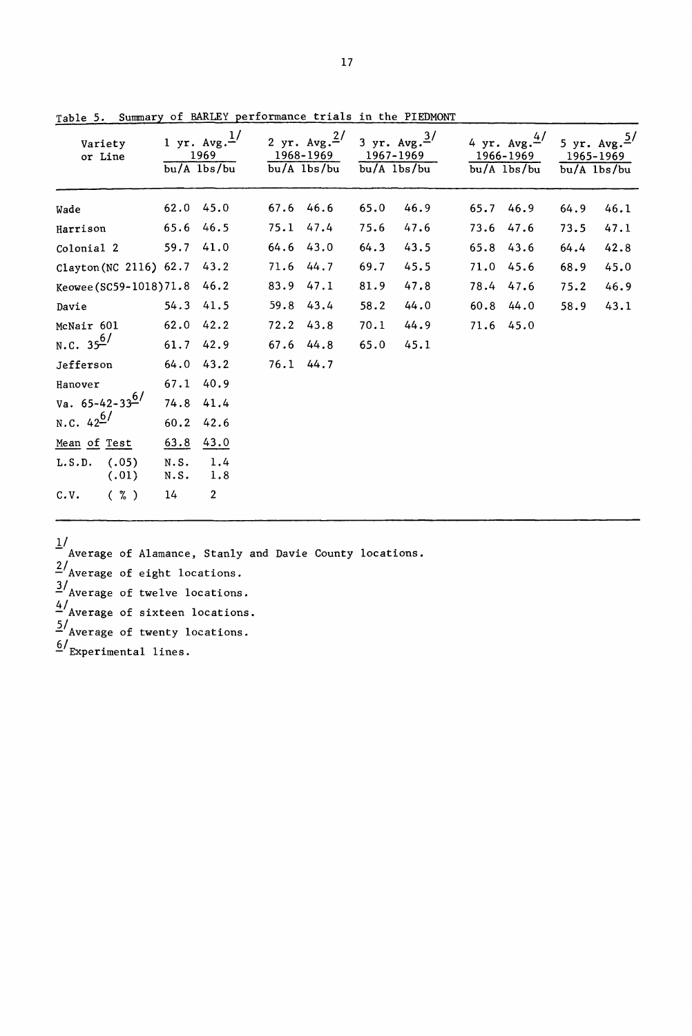Table 5. Summary of BARLEY performance trials in the PIEDMONT

| Variety or Line | 1 yr. Avg.[1/] 1969 | | 2 yr. Avg.[2/] 1968-1969 | | 3 yr. Avg.[3/] 1967-1969 | | 4 yr. Avg.[4/] 1966-1969 | | 5 yr. Avg.[5/] 1965-1969 | |
|---|---|---|---|---|---|---|---|---|---|---|
| | bu/A | lbs/bu | bu/A | lbs/bu | bu/A | lbs/bu | bu/A | lbs/bu | bu/A | lbs/bu |
| Wade | 62.0 | 45.0 | 67.6 | 46.6 | 65.0 | 46.9 | 65.7 | 46.9 | 64.9 | 46.1 |
| Harrison | 65.6 | 46.5 | 75.1 | 47.4 | 75.6 | 47.6 | 73.6 | 47.6 | 73.5 | 47.1 |
| Colonial 2 | 59.7 | 41.0 | 64.6 | 43.0 | 64.3 | 43.5 | 65.8 | 43.6 | 64.4 | 42.8 |
| Clayton(NC 2116) | 62.7 | 43.2 | 71.6 | 44.7 | 69.7 | 45.5 | 71.0 | 45.6 | 68.9 | 45.0 |
| Keowee(SC59-1018) | 71.8 | 46.2 | 83.9 | 47.1 | 81.9 | 47.8 | 78.4 | 47.6 | 75.2 | 46.9 |
| Davie | 54.3 | 41.5 | 59.8 | 43.4 | 58.2 | 44.0 | 60.8 | 44.0 | 58.9 | 43.1 |
| McNair 601 | 62.0 | 42.2 | 72.2 | 43.8 | 70.1 | 44.9 | 71.6 | 45.0 | | |
| N.C. 35[6/] | 61.7 | 42.9 | 67.6 | 44.8 | 65.0 | 45.1 | | | | |
| Jefferson | 64.0 | 43.2 | 76.1 | 44.7 | | | | | | |
| Hanover | 67.1 | 40.9 | | | | | | | | |
| Va. 65-42-33[6/] | 74.8 | 41.4 | | | | | | | | |
| N.C. 42[6/] | 60.2 | 42.6 | | | | | | | | |
| Mean of Test | 63.8 | 43.0 | | | | | | | | |
| L.S.D. (.05) | N.S. | 1.4 | | | | | | | | |
| (.01) | N.S. | 1.8 | | | | | | | | |
| C.V. (%) | 14 | 2 | | | | | | | | |

[1/] Average of Alamance, Stanly and Davie County locations.

[2/] Average of eight locations.

[3/] Average of twelve locations.

[4/] Average of sixteen locations.

[5/] Average of twenty locations.

[6/] Experimental lines.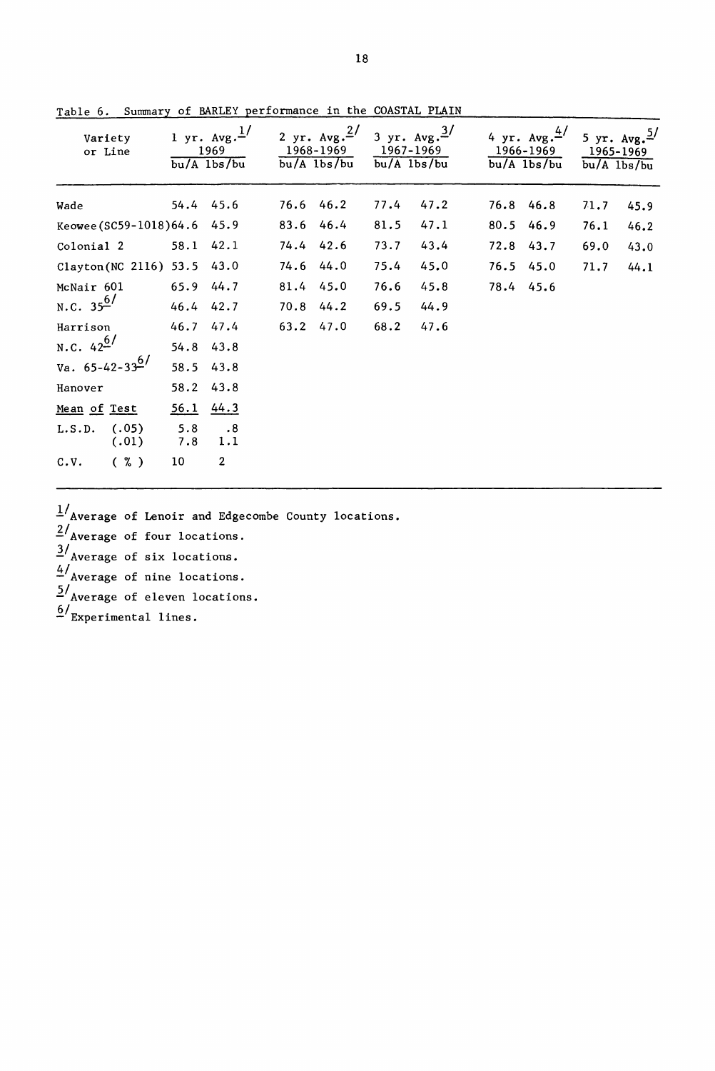Table 6. Summary of BARLEY performance in the COASTAL PLAIN

| Variety or Line | 1 yr. Avg.[1] 1969 | | 2 yr. Avg.[2] 1968-1969 | | 3 yr. Avg.[3] 1967-1969 | | 4 yr. Avg.[4] 1966-1969 | | 5 yr. Avg.[5] 1965-1969 | |
|---|---|---|---|---|---|---|---|---|---|---|
| | bu/A | lbs/bu | bu/A | lbs/bu | bu/A | lbs/bu | bu/A | lbs/bu | bu/A | lbs/bu |
| Wade | 54.4 | 45.6 | 76.6 | 46.2 | 77.4 | 47.2 | 76.8 | 46.8 | 71.7 | 45.9 |
| Keowee(SC59-1018) | 64.6 | 45.9 | 83.6 | 46.4 | 81.5 | 47.1 | 80.5 | 46.9 | 76.1 | 46.2 |
| Colonial 2 | 58.1 | 42.1 | 74.4 | 42.6 | 73.7 | 43.4 | 72.8 | 43.7 | 69.0 | 43.0 |
| Clayton(NC 2116) | 53.5 | 43.0 | 74.6 | 44.0 | 75.4 | 45.0 | 76.5 | 45.0 | 71.7 | 44.1 |
| McNair 601 | 65.9 | 44.7 | 81.4 | 45.0 | 76.6 | 45.8 | 78.4 | 45.6 | | |
| N.C. 35[6] | 46.4 | 42.7 | 70.8 | 44.2 | 69.5 | 44.9 | | | | |
| Harrison | 46.7 | 47.4 | 63.2 | 47.0 | 68.2 | 47.6 | | | | |
| N.C. 42[6] | 54.8 | 43.8 | | | | | | | | |
| Va. 65-42-33[6] | 58.5 | 43.8 | | | | | | | | |
| Hanover | 58.2 | 43.8 | | | | | | | | |
| Mean of Test | 56.1 | 44.3 | | | | | | | | |
| L.S.D. (.05) | 5.8 | .8 | | | | | | | | |
| L.S.D. (.01) | 7.8 | 1.1 | | | | | | | | |
| C.V. (%) | 10 | 2 | | | | | | | | |

[1] Average of Lenoir and Edgecombe County locations.

[2] Average of four locations.

[3] Average of six locations.

[4] Average of nine locations.

[5] Average of eleven locations.

[6] Experimental lines.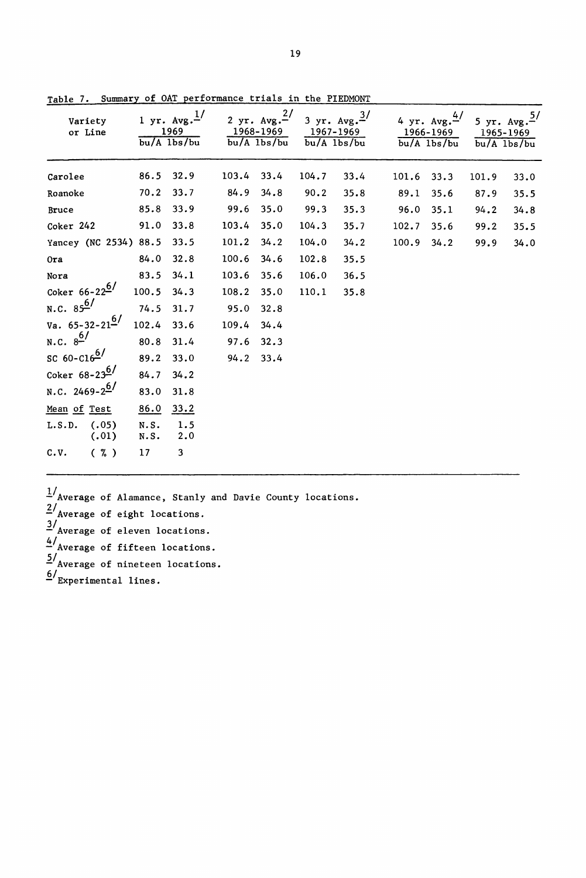Table 7. Summary of OAT performance trials in the PIEDMONT

| Variety or Line | 1 yr. Avg.[1/] 1969 | | 2 yr. Avg.[2/] 1968-1969 | | 3 yr. Avg.[3/] 1967-1969 | | 4 yr. Avg.[4/] 1966-1969 | | 5 yr. Avg.[5/] 1965-1969 | |
|---|---|---|---|---|---|---|---|---|---|---|
| | bu/A | lbs/bu | bu/A | lbs/bu | bu/A | lbs/bu | bu/A | lbs/bu | bu/A | lbs/bu |
| Carolee | 86.5 | 32.9 | 103.4 | 33.4 | 104.7 | 33.4 | 101.6 | 33.3 | 101.9 | 33.0 |
| Roanoke | 70.2 | 33.7 | 84.9 | 34.8 | 90.2 | 35.8 | 89.1 | 35.6 | 87.9 | 35.5 |
| Bruce | 85.8 | 33.9 | 99.6 | 35.0 | 99.3 | 35.3 | 96.0 | 35.1 | 94.2 | 34.8 |
| Coker 242 | 91.0 | 33.8 | 103.4 | 35.0 | 104.3 | 35.7 | 102.7 | 35.6 | 99.2 | 35.5 |
| Yancey (NC 2534) | 88.5 | 33.5 | 101.2 | 34.2 | 104.0 | 34.2 | 100.9 | 34.2 | 99.9 | 34.0 |
| Ora | 84.0 | 32.8 | 100.6 | 34.6 | 102.8 | 35.5 | | | | |
| Nora | 83.5 | 34.1 | 103.6 | 35.6 | 106.0 | 36.5 | | | | |
| Coker 66-22[6/] | 100.5 | 34.3 | 108.2 | 35.0 | 110.1 | 35.8 | | | | |
| N.C. 85[6/] | 74.5 | 31.7 | 95.0 | 32.8 | | | | | | |
| Va. 65-32-21[6/] | 102.4 | 33.6 | 109.4 | 34.4 | | | | | | |
| N.C. 8[6/] | 80.8 | 31.4 | 97.6 | 32.3 | | | | | | |
| SC 60-C16[6/] | 89.2 | 33.0 | 94.2 | 33.4 | | | | | | |
| Coker 68-23[6/] | 84.7 | 34.2 | | | | | | | | |
| N.C. 2469-2[6/] | 83.0 | 31.8 | | | | | | | | |
| Mean of Test | 86.0 | 33.2 | | | | | | | | |
| L.S.D. (.05) | N.S. | 1.5 | | | | | | | | |
| (.01) | N.S. | 2.0 | | | | | | | | |
| C.V. (%) | 17 | 3 | | | | | | | | |

[1/] Average of Alamance, Stanly and Davie County locations.

[2/] Average of eight locations.

[3/] Average of eleven locations.

[4/] Average of fifteen locations.

[5/] Average of nineteen locations.

[6/] Experimental lines.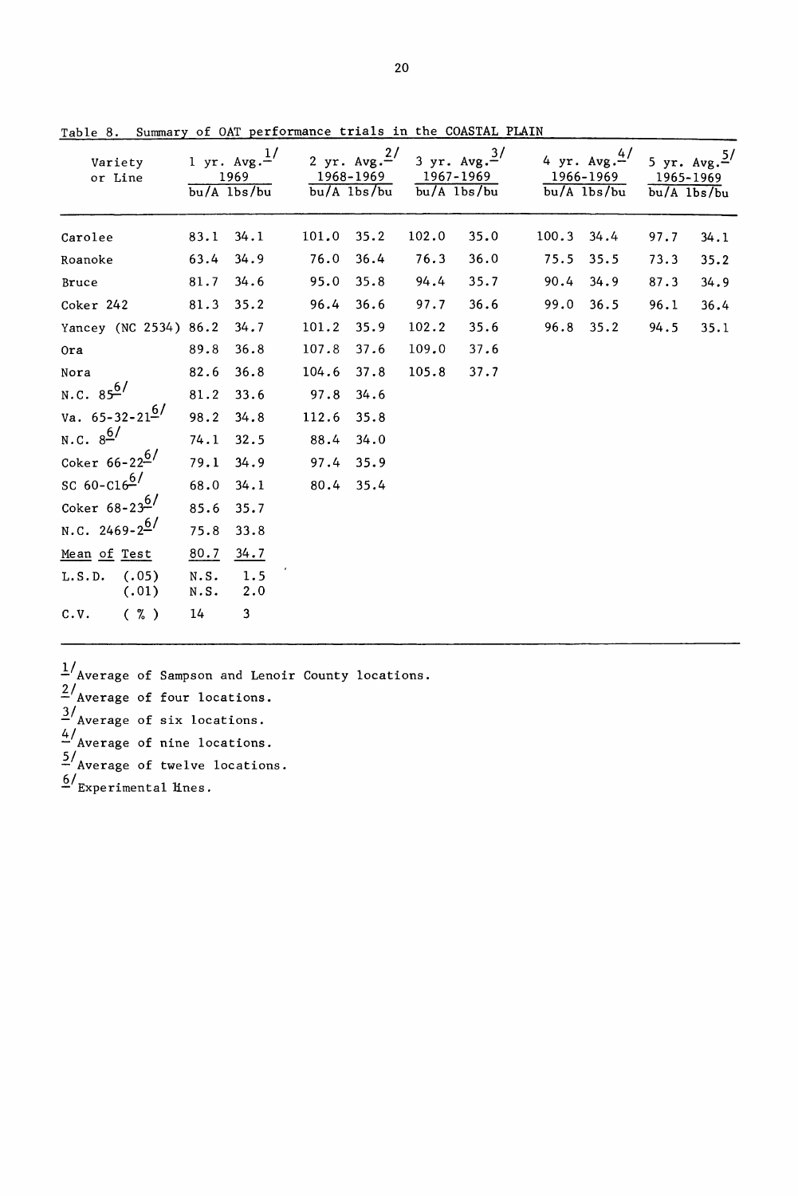Table 8. Summary of OAT performance trials in the COASTAL PLAIN

| Variety or Line | 1 yr. Avg.[1] 1969 | | 2 yr. Avg.[2] 1968-1969 | | 3 yr. Avg.[3] 1967-1969 | | 4 yr. Avg.[4] 1966-1969 | | 5 yr. Avg.[5] 1965-1969 | |
|---|---|---|---|---|---|---|---|---|---|---|
| | bu/A | lbs/bu | bu/A | lbs/bu | bu/A | lbs/bu | bu/A | lbs/bu | bu/A | lbs/bu |
| Carolee | 83.1 | 34.1 | 101.0 | 35.2 | 102.0 | 35.0 | 100.3 | 34.4 | 97.7 | 34.1 |
| Roanoke | 63.4 | 34.9 | 76.0 | 36.4 | 76.3 | 36.0 | 75.5 | 35.5 | 73.3 | 35.2 |
| Bruce | 81.7 | 34.6 | 95.0 | 35.8 | 94.4 | 35.7 | 90.4 | 34.9 | 87.3 | 34.9 |
| Coker 242 | 81.3 | 35.2 | 96.4 | 36.6 | 97.7 | 36.6 | 99.0 | 36.5 | 96.1 | 36.4 |
| Yancey (NC 2534) | 86.2 | 34.7 | 101.2 | 35.9 | 102.2 | 35.6 | 96.8 | 35.2 | 94.5 | 35.1 |
| Ora | 89.8 | 36.8 | 107.8 | 37.6 | 109.0 | 37.6 | | | | |
| Nora | 82.6 | 36.8 | 104.6 | 37.8 | 105.8 | 37.7 | | | | |
| N.C. 85[6] | 81.2 | 33.6 | 97.8 | 34.6 | | | | | | |
| Va. 65-32-21[6] | 98.2 | 34.8 | 112.6 | 35.8 | | | | | | |
| N.C. 8[6] | 74.1 | 32.5 | 88.4 | 34.0 | | | | | | |
| Coker 66-22[6] | 79.1 | 34.9 | 97.4 | 35.9 | | | | | | |
| SC 60-C16[6] | 68.0 | 34.1 | 80.4 | 35.4 | | | | | | |
| Coker 68-23[6] | 85.6 | 35.7 | | | | | | | | |
| N.C. 2469-2[6] | 75.8 | 33.8 | | | | | | | | |
| Mean of Test | 80.7 | 34.7 | | | | | | | | |
| L.S.D. (.05) | N.S. | 1.5 | | | | | | | | |
| (.01) | N.S. | 2.0 | | | | | | | | |
| C.V. (%) | 14 | 3 | | | | | | | | |

[1] Average of Sampson and Lenoir County locations.

[2] Average of four locations.

[3] Average of six locations.

[4] Average of nine locations.

[5] Average of twelve locations.

[6] Experimental lines.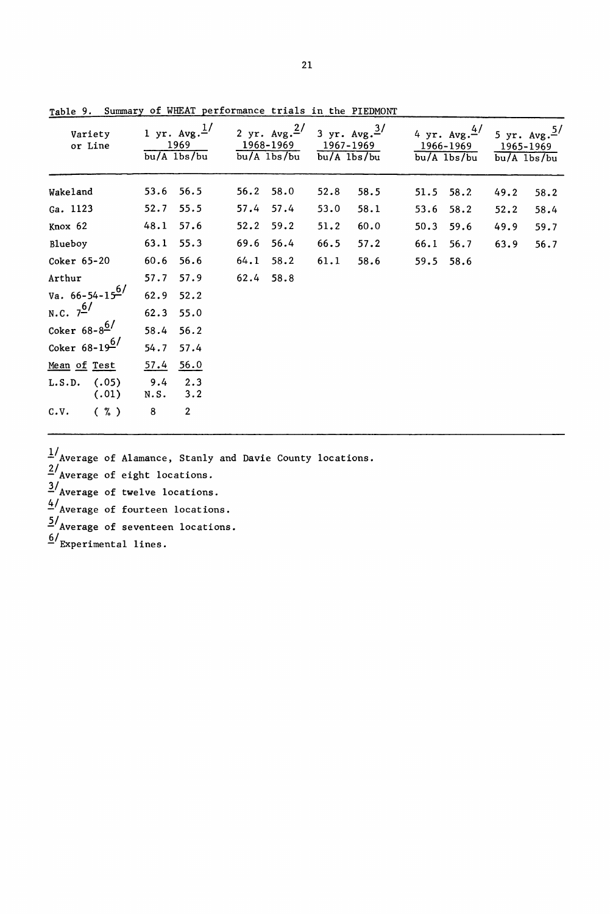Table 9. Summary of WHEAT performance trials in the PIEDMONT

| Variety or Line | 1 yr. Avg.[1] 1969 | | 2 yr. Avg.[2] 1968-1969 | | 3 yr. Avg.[3] 1967-1969 | | 4 yr. Avg.[4] 1966-1969 | | 5 yr. Avg.[5] 1965-1969 | |
|---|---|---|---|---|---|---|---|---|---|---|
| | bu/A | lbs/bu | bu/A | lbs/bu | bu/A | lbs/bu | bu/A | lbs/bu | bu/A | lbs/bu |
| Wakeland | 53.6 | 56.5 | 56.2 | 58.0 | 52.8 | 58.5 | 51.5 | 58.2 | 49.2 | 58.2 |
| Ga. 1123 | 52.7 | 55.5 | 57.4 | 57.4 | 53.0 | 58.1 | 53.6 | 58.2 | 52.2 | 58.4 |
| Knox 62 | 48.1 | 57.6 | 52.2 | 59.2 | 51.2 | 60.0 | 50.3 | 59.6 | 49.9 | 59.7 |
| Blueboy | 63.1 | 55.3 | 69.6 | 56.4 | 66.5 | 57.2 | 66.1 | 56.7 | 63.9 | 56.7 |
| Coker 65-20 | 60.6 | 56.6 | 64.1 | 58.2 | 61.1 | 58.6 | 59.5 | 58.6 | | |
| Arthur | 57.7 | 57.9 | 62.4 | 58.8 | | | | | | |
| Va. 66-54-15[6] | 62.9 | 52.2 | | | | | | | | |
| N.C. 7[6] | 62.3 | 55.0 | | | | | | | | |
| Coker 68-8[6] | 58.4 | 56.2 | | | | | | | | |
| Coker 68-19[6] | 54.7 | 57.4 | | | | | | | | |
| Mean of Test | 57.4 | 56.0 | | | | | | | | |
| L.S.D. (.05) | 9.4 | 2.3 | | | | | | | | |
| L.S.D. (.01) | N.S. | 3.2 | | | | | | | | |
| C.V. ( % ) | 8 | 2 | | | | | | | | |

[1] Average of Alamance, Stanly and Davie County locations.

[2] Average of eight locations.

[3] Average of twelve locations.

[4] Average of fourteen locations.

[5] Average of seventeen locations.

[6] Experimental lines.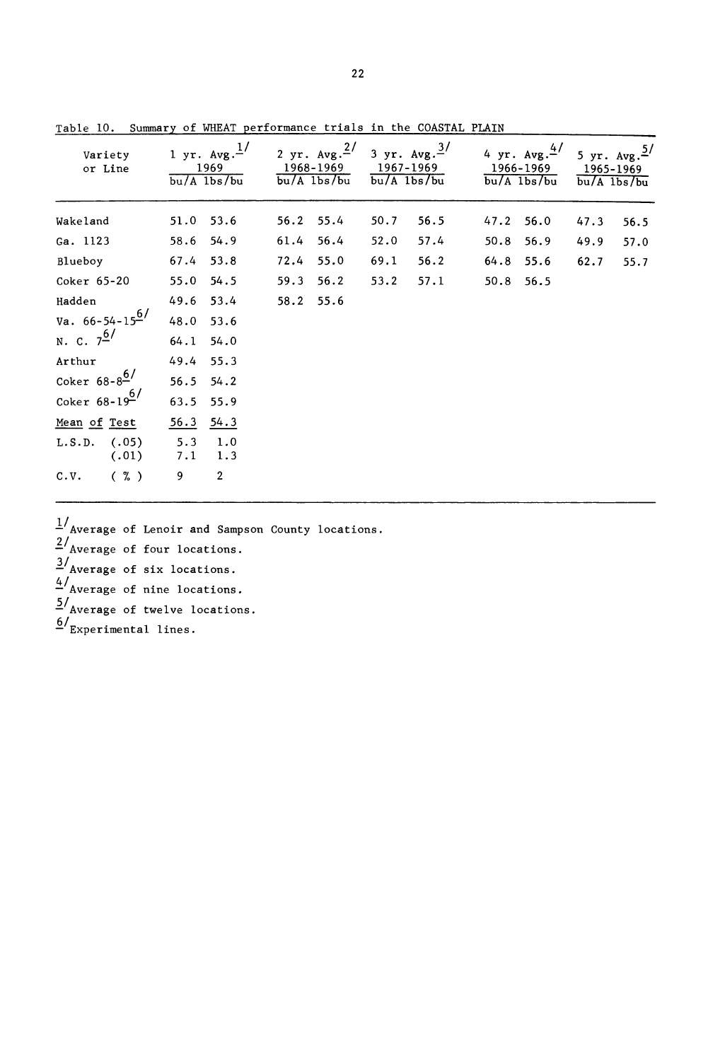Table 10. Summary of WHEAT performance trials in the COASTAL PLAIN

| Variety or Line | 1 yr. Avg.[1/] 1969 | | 2 yr. Avg.[2/] 1968-1969 | | 3 yr. Avg.[3/] 1967-1969 | | 4 yr. Avg.[4/] 1966-1969 | | 5 yr. Avg.[5/] 1965-1969 | |
|---|---|---|---|---|---|---|---|---|---|---|
| | bu/A | lbs/bu | bu/A | lbs/bu | bu/A | lbs/bu | bu/A | lbs/bu | bu/A | lbs/bu |
| Wakeland | 51.0 | 53.6 | 56.2 | 55.4 | 50.7 | 56.5 | 47.2 | 56.0 | 47.3 | 56.5 |
| Ga. 1123 | 58.6 | 54.9 | 61.4 | 56.4 | 52.0 | 57.4 | 50.8 | 56.9 | 49.9 | 57.0 |
| Blueboy | 67.4 | 53.8 | 72.4 | 55.0 | 69.1 | 56.2 | 64.8 | 55.6 | 62.7 | 55.7 |
| Coker 65-20 | 55.0 | 54.5 | 59.3 | 56.2 | 53.2 | 57.1 | 50.8 | 56.5 | | |
| Hadden | 49.6 | 53.4 | 58.2 | 55.6 | | | | | | |
| Va. 66-54-15[6/] | 48.0 | 53.6 | | | | | | | | |
| N. C. 7[6/] | 64.1 | 54.0 | | | | | | | | |
| Arthur | 49.4 | 55.3 | | | | | | | | |
| Coker 68-8[6/] | 56.5 | 54.2 | | | | | | | | |
| Coker 68-19[6/] | 63.5 | 55.9 | | | | | | | | |
| Mean of Test | 56.3 | 54.3 | | | | | | | | |
| L.S.D. (.05) | 5.3 | 1.0 | | | | | | | | |
| (.01) | 7.1 | 1.3 | | | | | | | | |
| C.V. ( % ) | 9 | 2 | | | | | | | | |

[1/] Average of Lenoir and Sampson County locations.

[2/] Average of four locations.

[3/] Average of six locations.

[4/] Average of nine locations.

[5/] Average of twelve locations.

[6/] Experimental lines.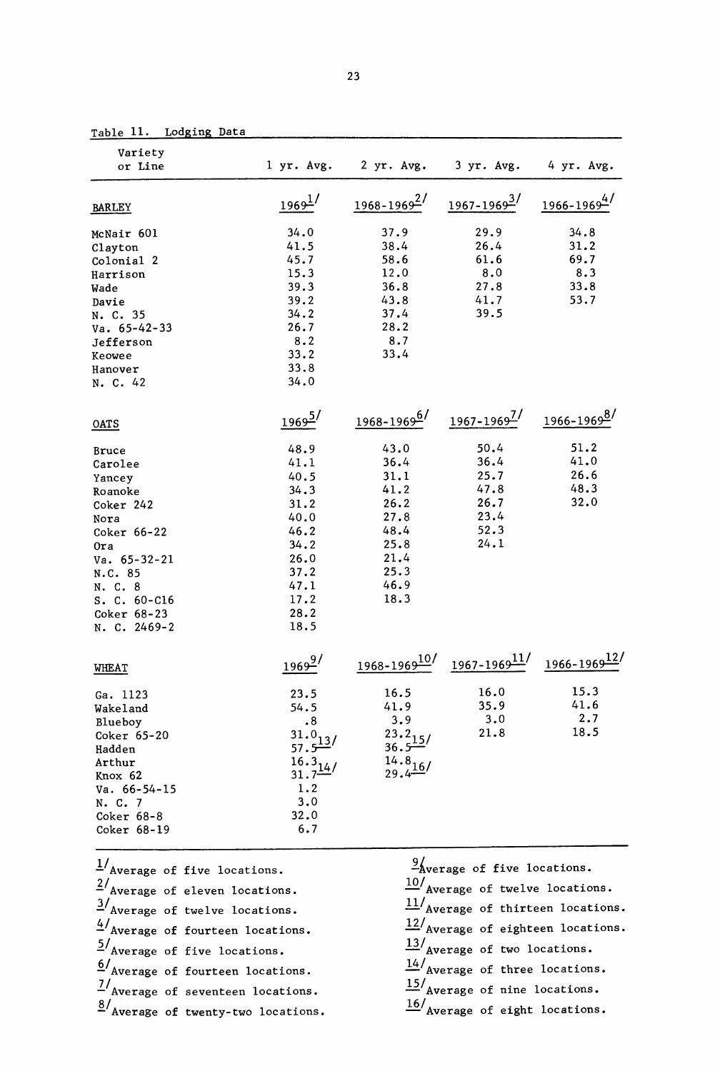Table 11. Lodging Data

| Variety or Line | 1 yr. Avg. | 2 yr. Avg. | 3 yr. Avg. | 4 yr. Avg. |
|---|---|---|---|---|
| BARLEY | 1969[1] | 1968-1969[2] | 1967-1969[3] | 1966-1969[4] |
| McNair 601 | 34.0 | 37.9 | 29.9 | 34.8 |
| Clayton | 41.5 | 38.4 | 26.4 | 31.2 |
| Colonial 2 | 45.7 | 58.6 | 61.6 | 69.7 |
| Harrison | 15.3 | 12.0 | 8.0 | 8.3 |
| Wade | 39.3 | 36.8 | 27.8 | 33.8 |
| Davie | 39.2 | 43.8 | 41.7 | 53.7 |
| N. C. 35 | 34.2 | 37.4 | 39.5 | |
| Va. 65-42-33 | 26.7 | 28.2 | | |
| Jefferson | 8.2 | 8.7 | | |
| Keowee | 33.2 | 33.4 | | |
| Hanover | 33.8 | | | |
| N. C. 42 | 34.0 | | | |
| OATS | 1969[5] | 1968-1969[6] | 1967-1969[7] | 1966-1969[8] |
| Bruce | 48.9 | 43.0 | 50.4 | 51.2 |
| Carolee | 41.1 | 36.4 | 36.4 | 41.0 |
| Yancey | 40.5 | 31.1 | 25.7 | 26.6 |
| Roanoke | 34.3 | 41.2 | 47.8 | 48.3 |
| Coker 242 | 31.2 | 26.2 | 26.7 | 32.0 |
| Nora | 40.0 | 27.8 | 23.4 | |
| Coker 66-22 | 46.2 | 48.4 | 52.3 | |
| Ora | 34.2 | 25.8 | 24.1 | |
| Va. 65-32-21 | 26.0 | 21.4 | | |
| N.C. 85 | 37.2 | 25.3 | | |
| N. C. 8 | 47.1 | 46.9 | | |
| S. C. 60-C16 | 17.2 | 18.3 | | |
| Coker 68-23 | 28.2 | | | |
| N. C. 2469-2 | 18.5 | | | |
| WHEAT | 1969[9] | 1968-1969[10] | 1967-1969[11] | 1966-1969[12] |
| Ga. 1123 | 23.5 | 16.5 | 16.0 | 15.3 |
| Wakeland | 54.5 | 41.9 | 35.9 | 41.6 |
| Blueboy | .8 | 3.9 | 3.0 | 2.7 |
| Coker 65-20 | 31.0 | 23.2 | 21.8 | 18.5 |
| Hadden | 57.5[13] | 36.5[15] | | |
| Arthur | 16.3 | 14.8 | | |
| Knox 62 | 31.7[14] | 29.4[16] | | |
| Va. 66-54-15 | 1.2 | | | |
| N. C. 7 | 3.0 | | | |
| Coker 68-8 | 32.0 | | | |
| Coker 68-19 | 6.7 | | | |

[1] Average of five locations.
[2] Average of eleven locations.
[3] Average of twelve locations.
[4] Average of fourteen locations.
[5] Average of five locations.
[6] Average of fourteen locations.
[7] Average of seventeen locations.
[8] Average of twenty-two locations.
[9] Average of five locations.
[10] Average of twelve locations.
[11] Average of thirteen locations.
[12] Average of eighteen locations.
[13] Average of two locations.
[14] Average of three locations.
[15] Average of nine locations.
[16] Average of eight locations.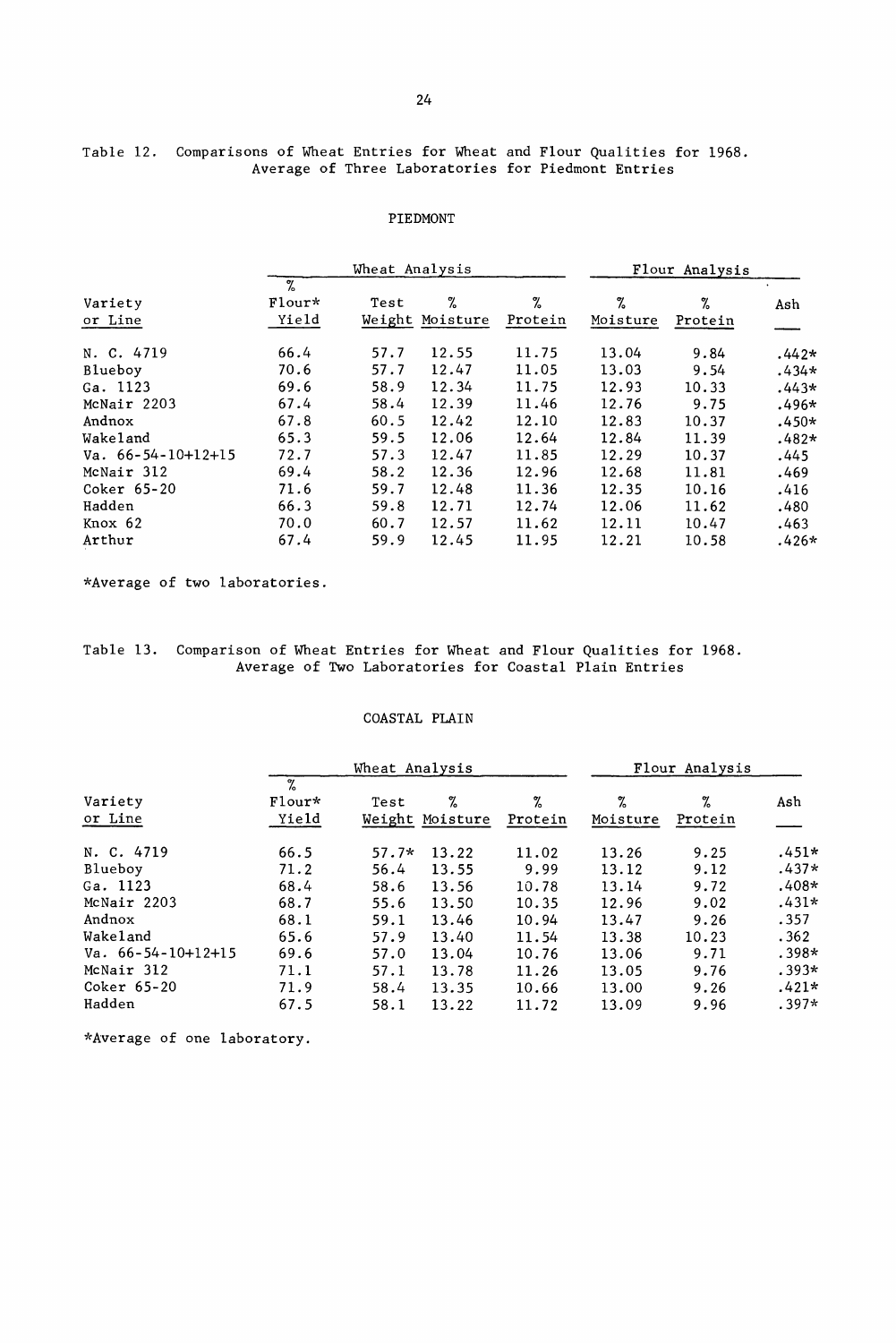Table 12. Comparisons of Wheat Entries for Wheat and Flour Qualities for 1968. Average of Three Laboratories for Piedmont Entries

PIEDMONT

| | Wheat Analysis | | | | Flour Analysis | | |
|---|---|---|---|---|---|---|---|
| Variety or Line | % Flour* Yield | Test Weight | % Moisture | % Protein | % Moisture | % Protein | Ash |
| N. C. 4719 | 66.4 | 57.7 | 12.55 | 11.75 | 13.04 | 9.84 | .442* |
| Blueboy | 70.6 | 57.7 | 12.47 | 11.05 | 13.03 | 9.54 | .434* |
| Ga. 1123 | 69.6 | 58.9 | 12.34 | 11.75 | 12.93 | 10.33 | .443* |
| McNair 2203 | 67.4 | 58.4 | 12.39 | 11.46 | 12.76 | 9.75 | .496* |
| Andnox | 67.8 | 60.5 | 12.42 | 12.10 | 12.83 | 10.37 | .450* |
| Wakeland | 65.3 | 59.5 | 12.06 | 12.64 | 12.84 | 11.39 | .482* |
| Va. 66-54-10+12+15 | 72.7 | 57.3 | 12.47 | 11.85 | 12.29 | 10.37 | .445 |
| McNair 312 | 69.4 | 58.2 | 12.36 | 12.96 | 12.68 | 11.81 | .469 |
| Coker 65-20 | 71.6 | 59.7 | 12.48 | 11.36 | 12.35 | 10.16 | .416 |
| Hadden | 66.3 | 59.8 | 12.71 | 12.74 | 12.06 | 11.62 | .480 |
| Knox 62 | 70.0 | 60.7 | 12.57 | 11.62 | 12.11 | 10.47 | .463 |
| Arthur | 67.4 | 59.9 | 12.45 | 11.95 | 12.21 | 10.58 | .426* |

*Average of two laboratories.

Table 13. Comparison of Wheat Entries for Wheat and Flour Qualities for 1968. Average of Two Laboratories for Coastal Plain Entries

COASTAL PLAIN

| | Wheat Analysis | | | | Flour Analysis | | |
|---|---|---|---|---|---|---|---|
| Variety or Line | % Flour* Yield | Test Weight | % Moisture | % Protein | % Moisture | % Protein | Ash |
| N. C. 4719 | 66.5 | 57.7* | 13.22 | 11.02 | 13.26 | 9.25 | .451* |
| Blueboy | 71.2 | 56.4 | 13.55 | 9.99 | 13.12 | 9.12 | .437* |
| Ga. 1123 | 68.4 | 58.6 | 13.56 | 10.78 | 13.14 | 9.72 | .408* |
| McNair 2203 | 68.7 | 55.6 | 13.50 | 10.35 | 12.96 | 9.02 | .431* |
| Andnox | 68.1 | 59.1 | 13.46 | 10.94 | 13.47 | 9.26 | .357 |
| Wakeland | 65.6 | 57.9 | 13.40 | 11.54 | 13.38 | 10.23 | .362 |
| Va. 66-54-10+12+15 | 69.6 | 57.0 | 13.04 | 10.76 | 13.06 | 9.71 | .398* |
| McNair 312 | 71.1 | 57.1 | 13.78 | 11.26 | 13.05 | 9.76 | .393* |
| Coker 65-20 | 71.9 | 58.4 | 13.35 | 10.66 | 13.00 | 9.26 | .421* |
| Hadden | 67.5 | 58.1 | 13.22 | 11.72 | 13.09 | 9.96 | .397* |

*Average of one laboratory.